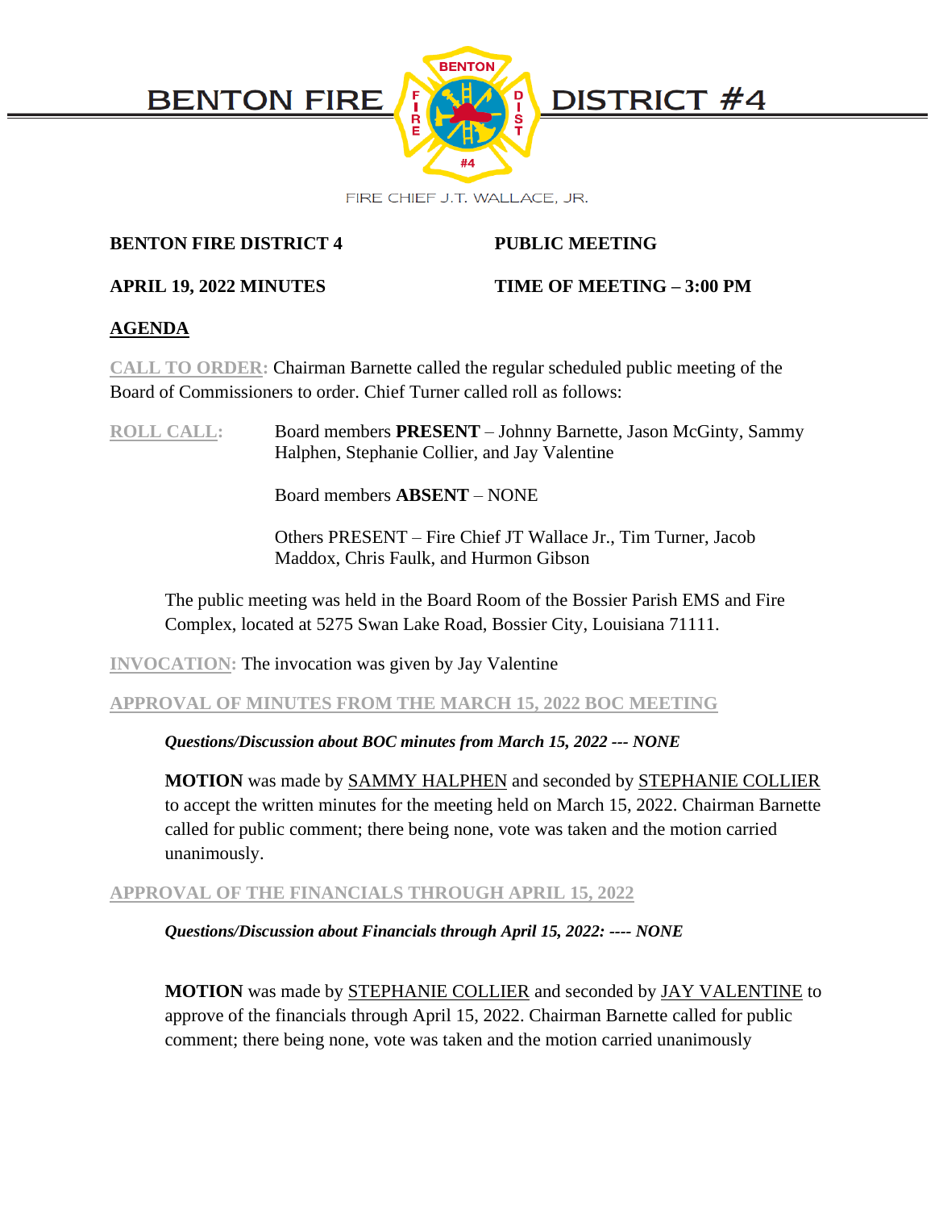# BENTON FIRE DISTRICT #4

FIRE CHIEF J.T. WALLACE, JR.

**BENTON FIRE DISTRICT 4** **PUBLIC MEETING**

**APRIL 19, 2022 MINUTES** **TIME OF MEETING – 3:00 PM**

## AGENDA

**CALL TO ORDER:** Chairman Barnette called the regular scheduled public meeting of the Board of Commissioners to order. Chief Turner called roll as follows:

**ROLL CALL:** Board members **PRESENT** – Johnny Barnette, Jason McGinty, Sammy Halphen, Stephanie Collier, and Jay Valentine

Board members **ABSENT** – NONE

Others PRESENT – Fire Chief JT Wallace Jr., Tim Turner, Jacob Maddox, Chris Faulk, and Hurmon Gibson

The public meeting was held in the Board Room of the Bossier Parish EMS and Fire Complex, located at 5275 Swan Lake Road, Bossier City, Louisiana 71111.

**INVOCATION:** The invocation was given by Jay Valentine

**APPROVAL OF MINUTES FROM THE MARCH 15, 2022 BOC MEETING**

***Questions/Discussion about BOC minutes from March 15, 2022 --- NONE***

**MOTION** was made by SAMMY HALPHEN and seconded by STEPHANIE COLLIER to accept the written minutes for the meeting held on March 15, 2022. Chairman Barnette called for public comment; there being none, vote was taken and the motion carried unanimously.

**APPROVAL OF THE FINANCIALS THROUGH APRIL 15, 2022**

***Questions/Discussion about Financials through April 15, 2022: ---- NONE***

**MOTION** was made by STEPHANIE COLLIER and seconded by JAY VALENTINE to approve of the financials through April 15, 2022. Chairman Barnette called for public comment; there being none, vote was taken and the motion carried unanimously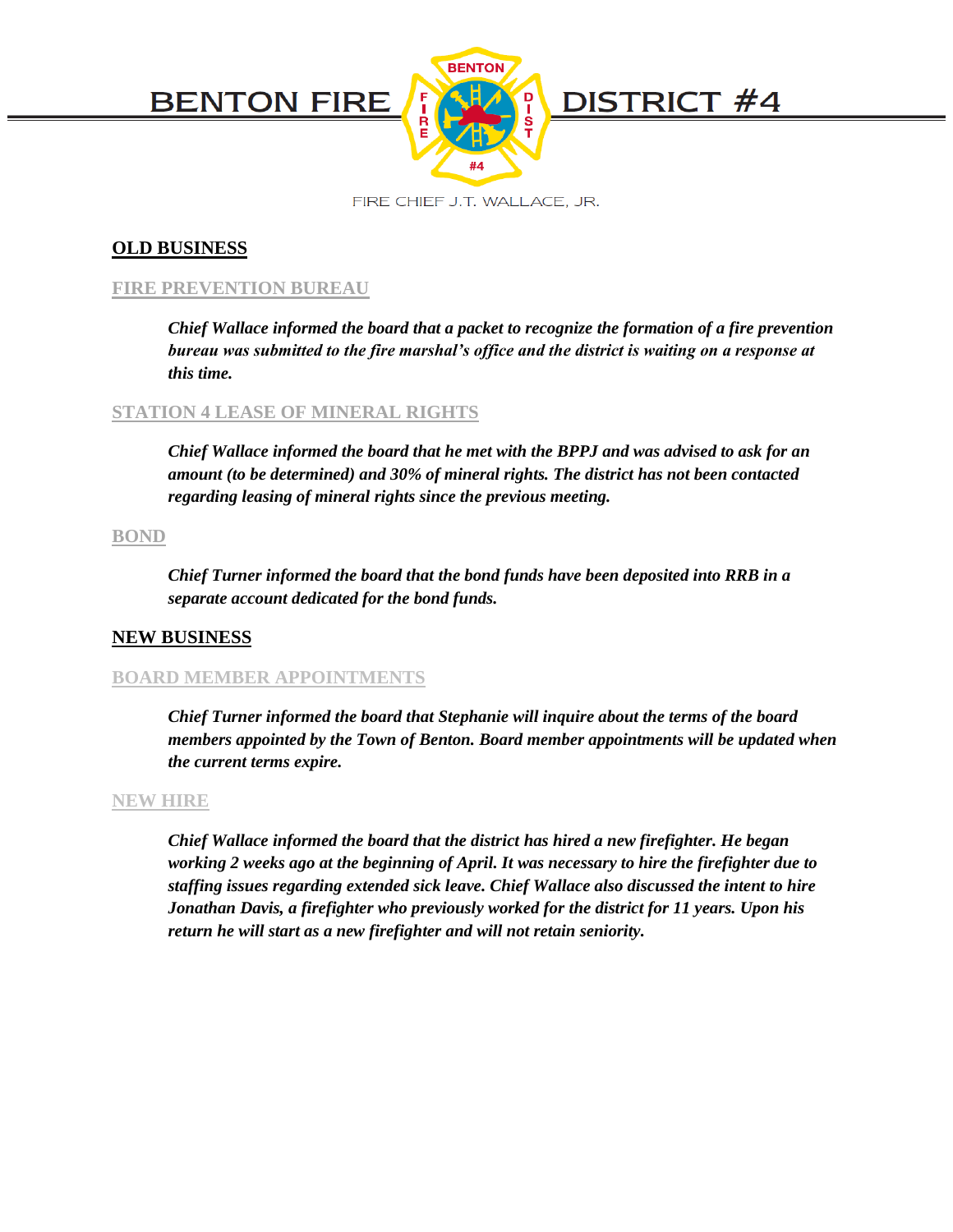## OLD BUSINESS

### FIRE PREVENTION BUREAU

***Chief Wallace informed the board that a packet to recognize the formation of a fire prevention bureau was submitted to the fire marshal's office and the district is waiting on a response at this time.***

### STATION 4 LEASE OF MINERAL RIGHTS

***Chief Wallace informed the board that he met with the BPPJ and was advised to ask for an amount (to be determined) and 30% of mineral rights. The district has not been contacted regarding leasing of mineral rights since the previous meeting.***

### BOND

***Chief Turner informed the board that the bond funds have been deposited into RRB in a separate account dedicated for the bond funds.***

## NEW BUSINESS

### BOARD MEMBER APPOINTMENTS

***Chief Turner informed the board that Stephanie will inquire about the terms of the board members appointed by the Town of Benton. Board member appointments will be updated when the current terms expire.***

### NEW HIRE

***Chief Wallace informed the board that the district has hired a new firefighter. He began working 2 weeks ago at the beginning of April. It was necessary to hire the firefighter due to staffing issues regarding extended sick leave. Chief Wallace also discussed the intent to hire Jonathan Davis, a firefighter who previously worked for the district for 11 years. Upon his return he will start as a new firefighter and will not retain seniority.***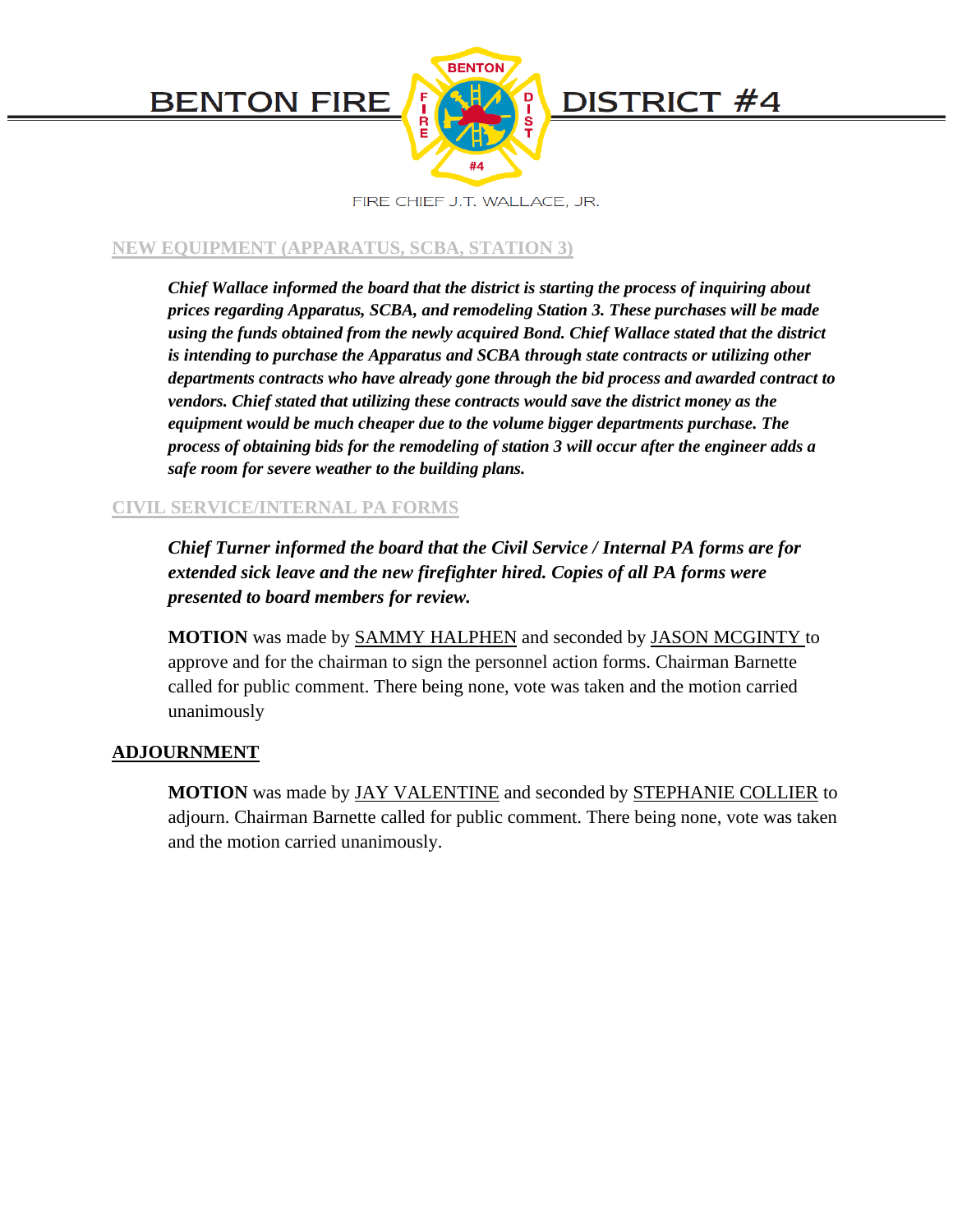# BENTON FIRE DISTRICT #4

FIRE CHIEF J.T. WALLACE, JR.

## NEW EQUIPMENT (APPARATUS, SCBA, STATION 3)

***Chief Wallace informed the board that the district is starting the process of inquiring about prices regarding Apparatus, SCBA, and remodeling Station 3. These purchases will be made using the funds obtained from the newly acquired Bond. Chief Wallace stated that the district is intending to purchase the Apparatus and SCBA through state contracts or utilizing other departments contracts who have already gone through the bid process and awarded contract to vendors. Chief stated that utilizing these contracts would save the district money as the equipment would be much cheaper due to the volume bigger departments purchase. The process of obtaining bids for the remodeling of station 3 will occur after the engineer adds a safe room for severe weather to the building plans.***

## CIVIL SERVICE/INTERNAL PA FORMS

***Chief Turner informed the board that the Civil Service / Internal PA forms are for extended sick leave and the new firefighter hired. Copies of all PA forms were presented to board members for review.***

**MOTION** was made by SAMMY HALPHEN and seconded by JASON MCGINTY to approve and for the chairman to sign the personnel action forms. Chairman Barnette called for public comment. There being none, vote was taken and the motion carried unanimously

## ADJOURNMENT

**MOTION** was made by JAY VALENTINE and seconded by STEPHANIE COLLIER to adjourn. Chairman Barnette called for public comment. There being none, vote was taken and the motion carried unanimously.